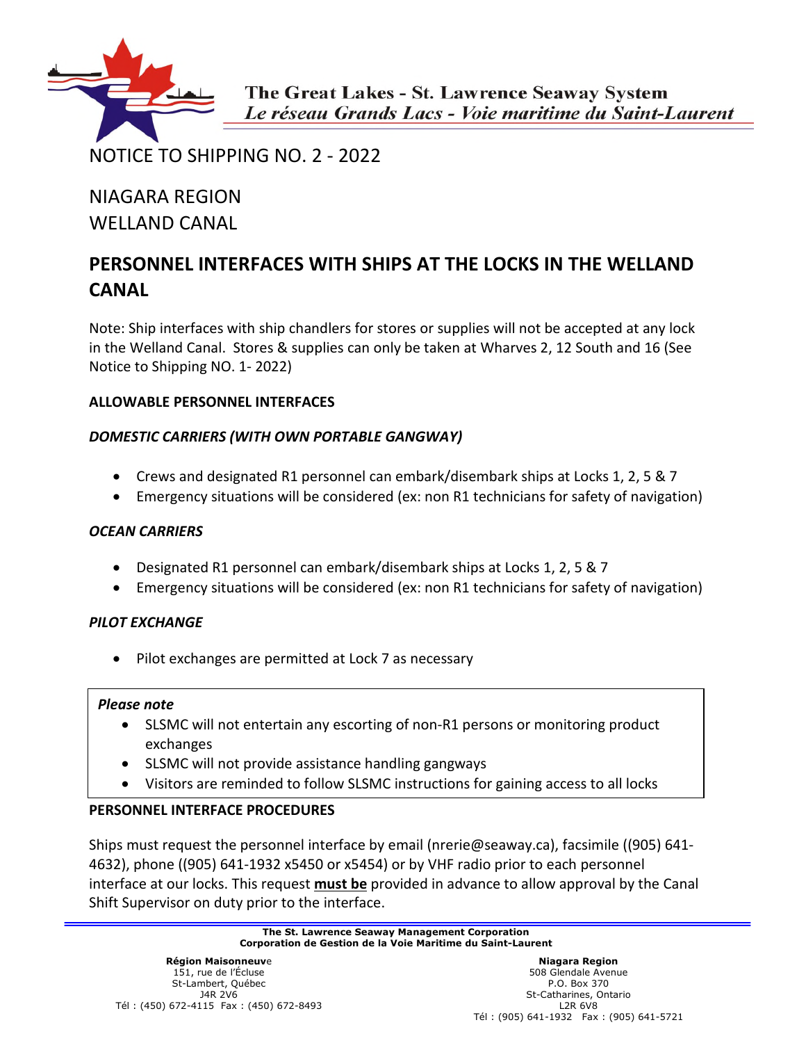The Great Lakes - St. Lawrence Seaway System
*Le réseau Grands Lacs - Voie maritime du Saint-Laurent*

# NOTICE TO SHIPPING NO. 2 - 2022

NIAGARA REGION
WELLAND CANAL

## PERSONNEL INTERFACES WITH SHIPS AT THE LOCKS IN THE WELLAND CANAL

Note: Ship interfaces with ship chandlers for stores or supplies will not be accepted at any lock in the Welland Canal. Stores & supplies can only be taken at Wharves 2, 12 South and 16 (See Notice to Shipping NO. 1- 2022)

### ALLOWABLE PERSONNEL INTERFACES

#### *DOMESTIC CARRIERS (WITH OWN PORTABLE GANGWAY)*

- Crews and designated R1 personnel can embark/disembark ships at Locks 1, 2, 5 & 7
- Emergency situations will be considered (ex: non R1 technicians for safety of navigation)

#### *OCEAN CARRIERS*

- Designated R1 personnel can embark/disembark ships at Locks 1, 2, 5 & 7
- Emergency situations will be considered (ex: non R1 technicians for safety of navigation)

#### *PILOT EXCHANGE*

- Pilot exchanges are permitted at Lock 7 as necessary

> ***Please note***
> - SLSMC will not entertain any escorting of non-R1 persons or monitoring product exchanges
> - SLSMC will not provide assistance handling gangways
> - Visitors are reminded to follow SLSMC instructions for gaining access to all locks

### PERSONNEL INTERFACE PROCEDURES

Ships must request the personnel interface by email (nrerie@seaway.ca), facsimile ((905) 641-4632), phone ((905) 641-1932 x5450 or x5454) or by VHF radio prior to each personnel interface at our locks. This request **must be** provided in advance to allow approval by the Canal Shift Supervisor on duty prior to the interface.

**The St. Lawrence Seaway Management Corporation**
**Corporation de Gestion de la Voie Maritime du Saint-Laurent**

**Région Maisonneuve**
151, rue de l'Écluse
St-Lambert, Québec
J4R 2V6
Tél : (450) 672-4115 Fax : (450) 672-8493

**Niagara Region**
508 Glendale Avenue
P.O. Box 370
St-Catharines, Ontario
L2R 6V8
Tél : (905) 641-1932 Fax : (905) 641-5721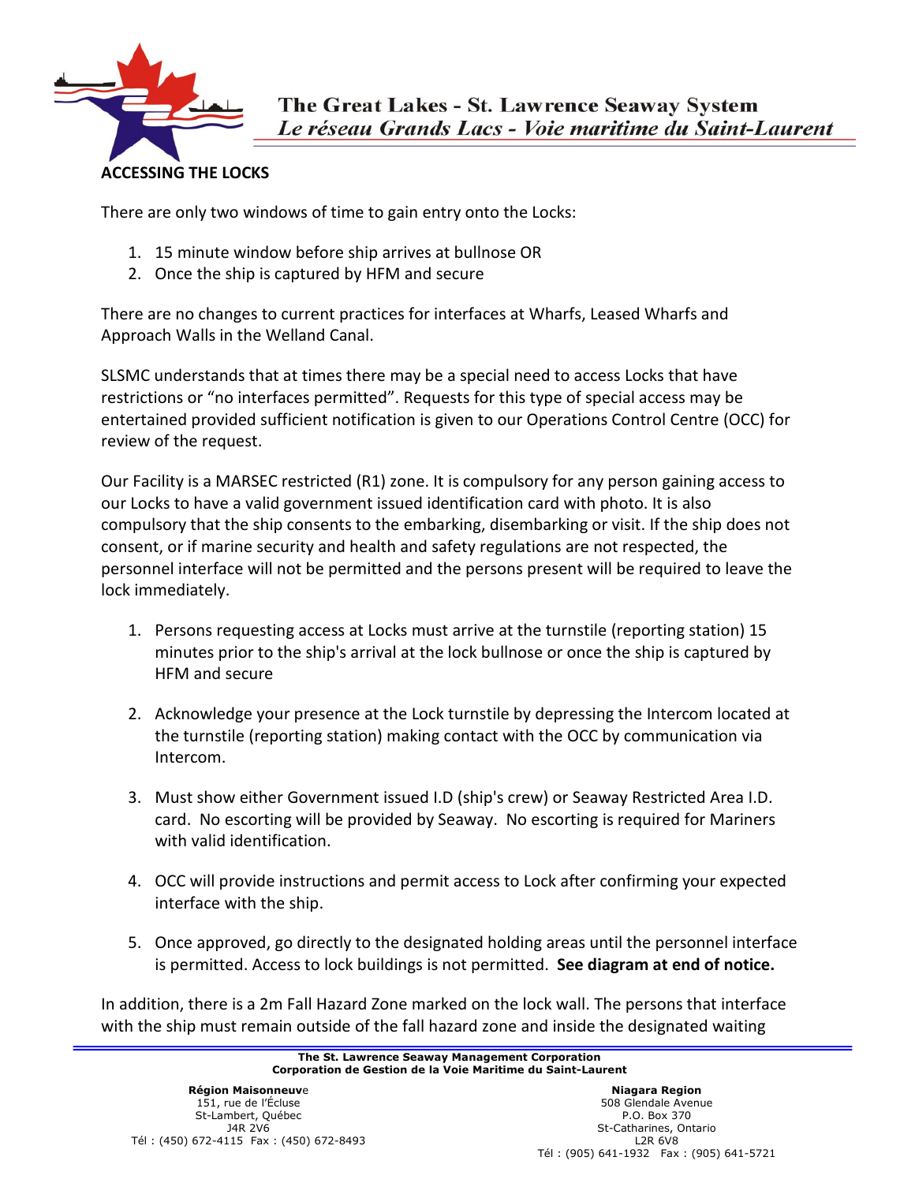## ACCESSING THE LOCKS

There are only two windows of time to gain entry onto the Locks:

1. 15 minute window before ship arrives at bullnose OR
2. Once the ship is captured by HFM and secure

There are no changes to current practices for interfaces at Wharfs, Leased Wharfs and Approach Walls in the Welland Canal.

SLSMC understands that at times there may be a special need to access Locks that have restrictions or "no interfaces permitted". Requests for this type of special access may be entertained provided sufficient notification is given to our Operations Control Centre (OCC) for review of the request.

Our Facility is a MARSEC restricted (R1) zone. It is compulsory for any person gaining access to our Locks to have a valid government issued identification card with photo. It is also compulsory that the ship consents to the embarking, disembarking or visit. If the ship does not consent, or if marine security and health and safety regulations are not respected, the personnel interface will not be permitted and the persons present will be required to leave the lock immediately.

1. Persons requesting access at Locks must arrive at the turnstile (reporting station) 15 minutes prior to the ship's arrival at the lock bullnose or once the ship is captured by HFM and secure

2. Acknowledge your presence at the Lock turnstile by depressing the Intercom located at the turnstile (reporting station) making contact with the OCC by communication via Intercom.

3. Must show either Government issued I.D (ship's crew) or Seaway Restricted Area I.D. card. No escorting will be provided by Seaway. No escorting is required for Mariners with valid identification.

4. OCC will provide instructions and permit access to Lock after confirming your expected interface with the ship.

5. Once approved, go directly to the designated holding areas until the personnel interface is permitted. Access to lock buildings is not permitted. **See diagram at end of notice.**

In addition, there is a 2m Fall Hazard Zone marked on the lock wall. The persons that interface with the ship must remain outside of the fall hazard zone and inside the designated waiting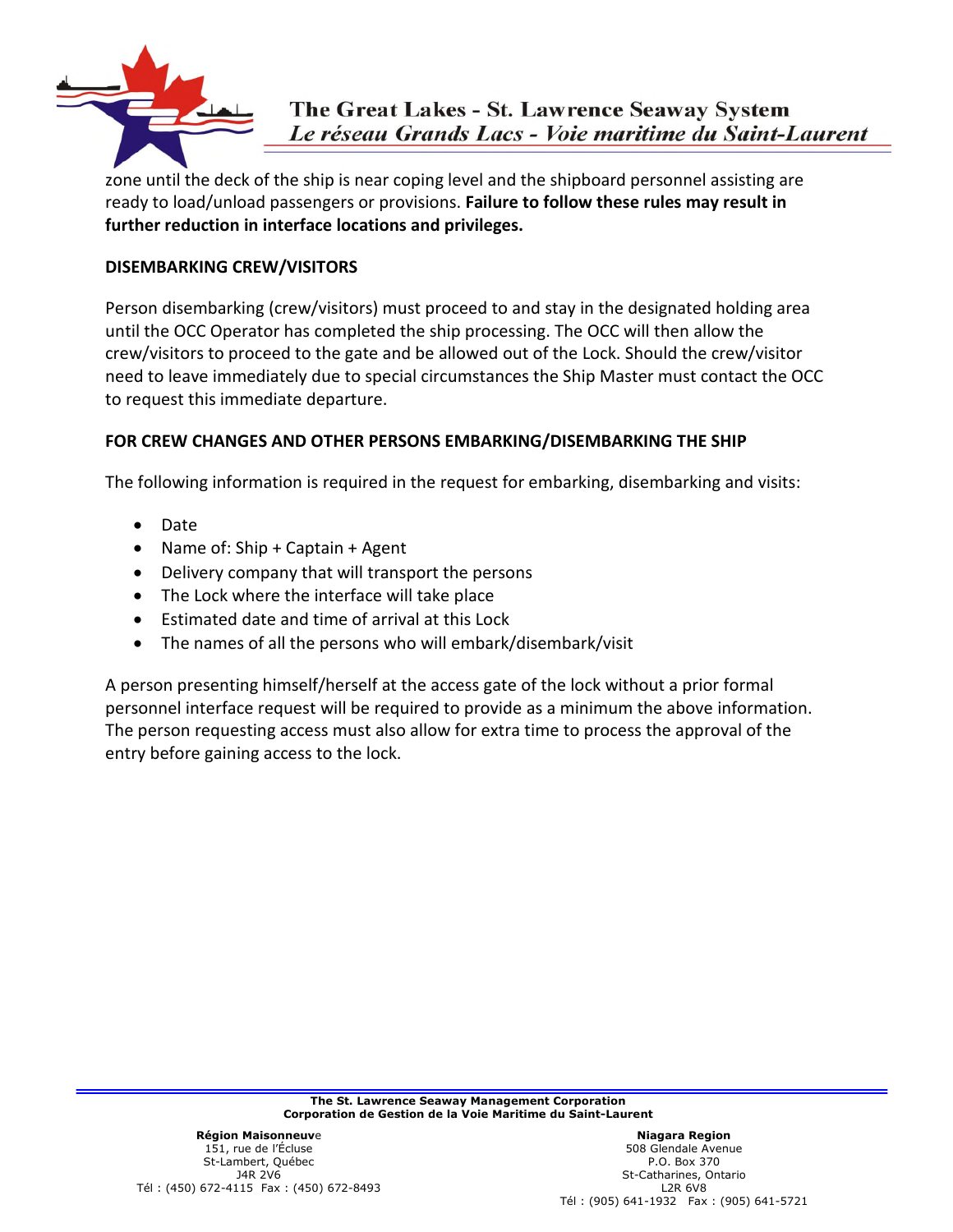zone until the deck of the ship is near coping level and the shipboard personnel assisting are ready to load/unload passengers or provisions. **Failure to follow these rules may result in further reduction in interface locations and privileges.**

**DISEMBARKING CREW/VISITORS**

Person disembarking (crew/visitors) must proceed to and stay in the designated holding area until the OCC Operator has completed the ship processing. The OCC will then allow the crew/visitors to proceed to the gate and be allowed out of the Lock. Should the crew/visitor need to leave immediately due to special circumstances the Ship Master must contact the OCC to request this immediate departure.

**FOR CREW CHANGES AND OTHER PERSONS EMBARKING/DISEMBARKING THE SHIP**

The following information is required in the request for embarking, disembarking and visits:

- Date
- Name of: Ship + Captain + Agent
- Delivery company that will transport the persons
- The Lock where the interface will take place
- Estimated date and time of arrival at this Lock
- The names of all the persons who will embark/disembark/visit

A person presenting himself/herself at the access gate of the lock without a prior formal personnel interface request will be required to provide as a minimum the above information. The person requesting access must also allow for extra time to process the approval of the entry before gaining access to the lock.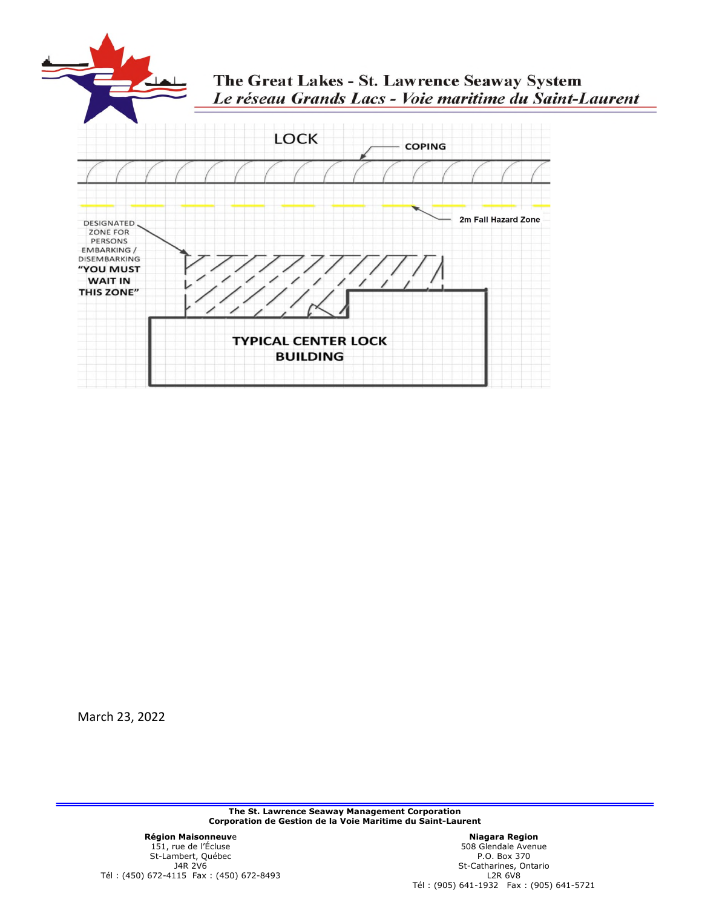LOCK

COPING

2m Fall Hazard Zone

DESIGNATED ZONE FOR PERSONS EMBARKING / DISEMBARKING "YOU MUST WAIT IN THIS ZONE"

TYPICAL CENTER LOCK BUILDING

March 23, 2022